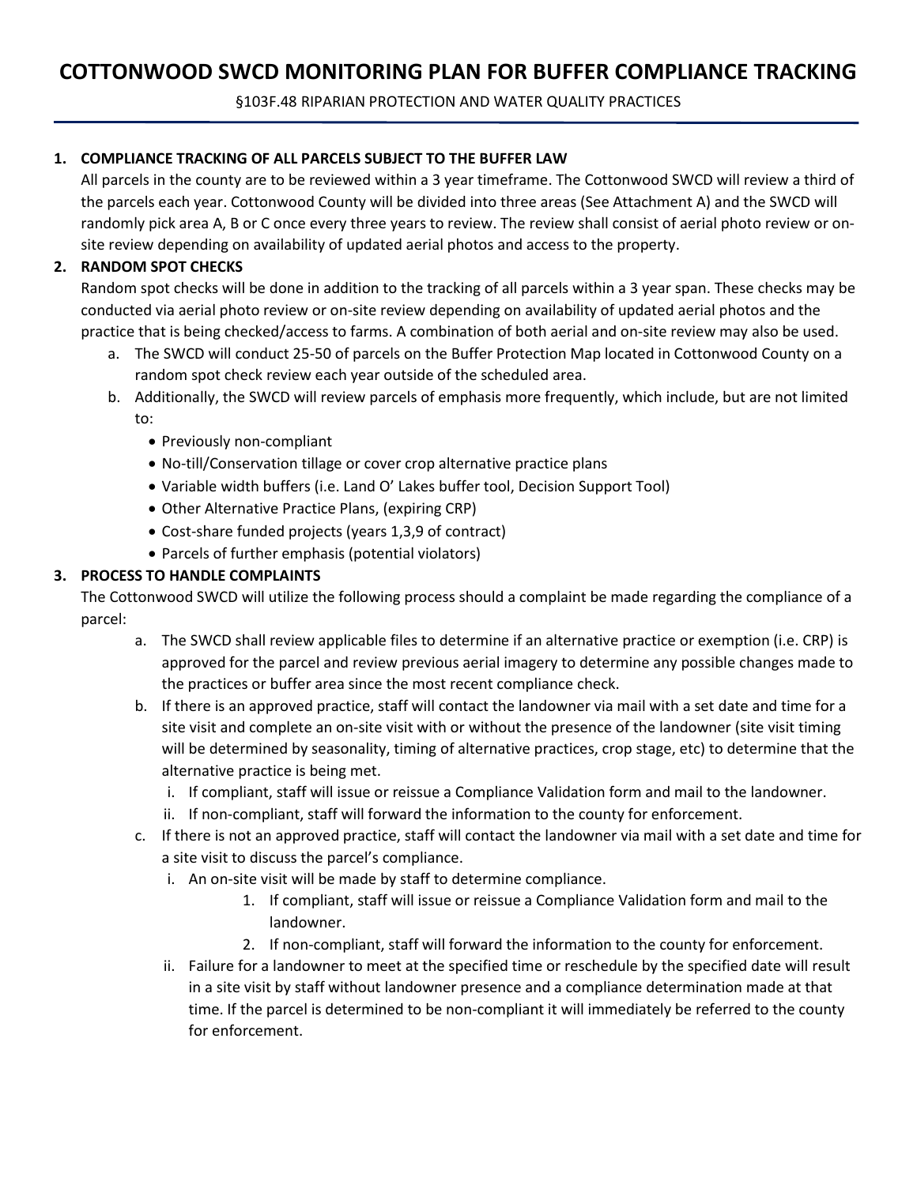# COTTONWOOD SWCD MONITORING PLAN FOR BUFFER COMPLIANCE TRACKING

§103F.48 RIPARIAN PROTECTION AND WATER QUALITY PRACTICES

1. **COMPLIANCE TRACKING OF ALL PARCELS SUBJECT TO THE BUFFER LAW**
   All parcels in the county are to be reviewed within a 3 year timeframe. The Cottonwood SWCD will review a third of the parcels each year. Cottonwood County will be divided into three areas (See Attachment A) and the SWCD will randomly pick area A, B or C once every three years to review. The review shall consist of aerial photo review or on-site review depending on availability of updated aerial photos and access to the property.

2. **RANDOM SPOT CHECKS**
   Random spot checks will be done in addition to the tracking of all parcels within a 3 year span. These checks may be conducted via aerial photo review or on-site review depending on availability of updated aerial photos and the practice that is being checked/access to farms. A combination of both aerial and on-site review may also be used.
   a. The SWCD will conduct 25-50 of parcels on the Buffer Protection Map located in Cottonwood County on a random spot check review each year outside of the scheduled area.
   b. Additionally, the SWCD will review parcels of emphasis more frequently, which include, but are not limited to:
      - Previously non-compliant
      - No-till/Conservation tillage or cover crop alternative practice plans
      - Variable width buffers (i.e. Land O' Lakes buffer tool, Decision Support Tool)
      - Other Alternative Practice Plans, (expiring CRP)
      - Cost-share funded projects (years 1,3,9 of contract)
      - Parcels of further emphasis (potential violators)

3. **PROCESS TO HANDLE COMPLAINTS**
   The Cottonwood SWCD will utilize the following process should a complaint be made regarding the compliance of a parcel:
   a. The SWCD shall review applicable files to determine if an alternative practice or exemption (i.e. CRP) is approved for the parcel and review previous aerial imagery to determine any possible changes made to the practices or buffer area since the most recent compliance check.
   b. If there is an approved practice, staff will contact the landowner via mail with a set date and time for a site visit and complete an on-site visit with or without the presence of the landowner (site visit timing will be determined by seasonality, timing of alternative practices, crop stage, etc) to determine that the alternative practice is being met.
      i. If compliant, staff will issue or reissue a Compliance Validation form and mail to the landowner.
      ii. If non-compliant, staff will forward the information to the county for enforcement.
   c. If there is not an approved practice, staff will contact the landowner via mail with a set date and time for a site visit to discuss the parcel's compliance.
      i. An on-site visit will be made by staff to determine compliance.
         1. If compliant, staff will issue or reissue a Compliance Validation form and mail to the landowner.
         2. If non-compliant, staff will forward the information to the county for enforcement.
      ii. Failure for a landowner to meet at the specified time or reschedule by the specified date will result in a site visit by staff without landowner presence and a compliance determination made at that time. If the parcel is determined to be non-compliant it will immediately be referred to the county for enforcement.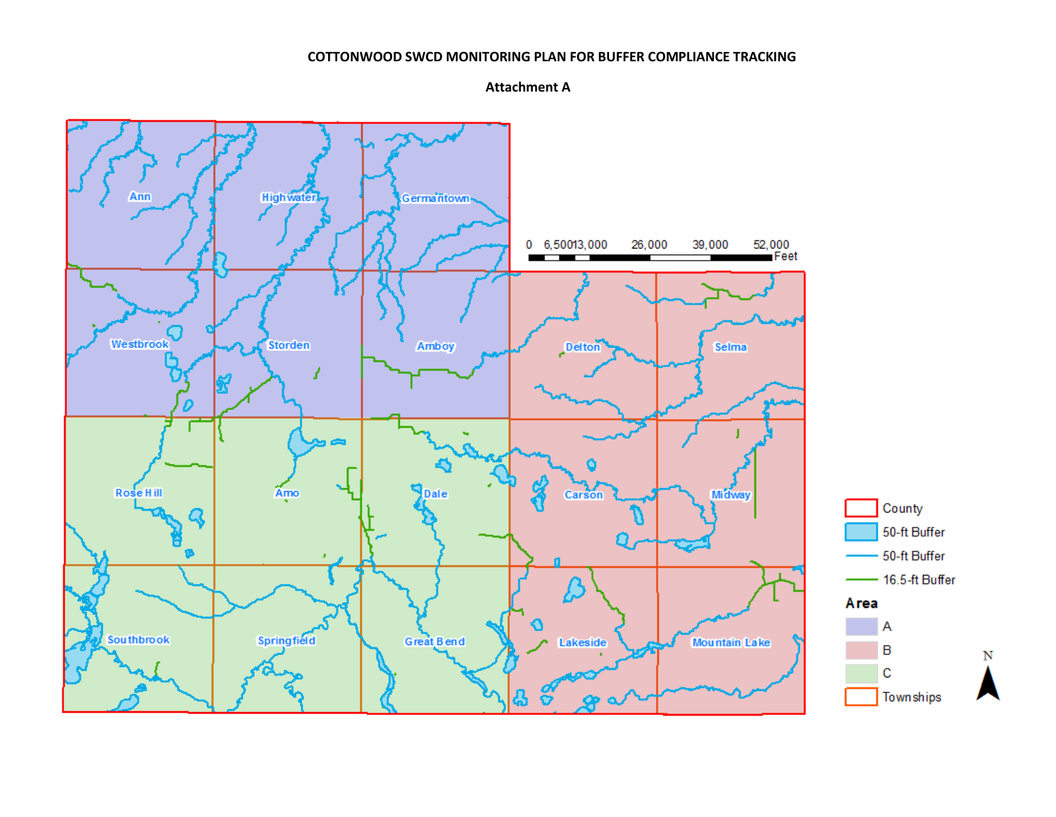COTTONWOOD SWCD MONITORING PLAN FOR BUFFER COMPLIANCE TRACKING

Attachment A

Ann
Highwater
Germantown
Westbrook
Storden
Amboy
Delton
Selma
Rose Hill
Amo
Dale
Carson
Midway
Southbrook
Springfield
Great Bend
Lakeside
Mountain Lake

0 6,500 13,000 26,000 39,000 52,000
Feet

County
50-ft Buffer
50-ft Buffer
16.5-ft Buffer

Area
A
B
C
Townships

N